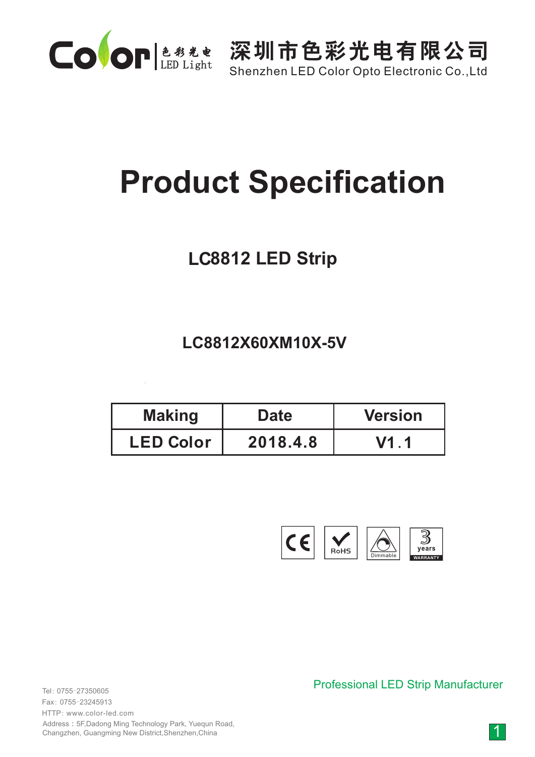Color 色彩光电 LED Light

深圳市色彩光电有限公司
Shenzhen LED Color Opto Electronic Co.,Ltd

# Product Specification

## LC8812 LED Strip

### LC8812X60XM10X-5V

| Making | Date | Version |
|---|---|---|
| LED Color | 2018.4.8 | V1.1 |

CE | RoHS | Dimmable | 3 years WARRANTY

Professional LED Strip Manufacturer

Tel: 0755-27350605
Fax: 0755-23245913
HTTP: www.color-led.com
Address：5F,Dadong Ming Technology Park, Yuequn Road, Changzhen, Guangming New District,Shenzhen,China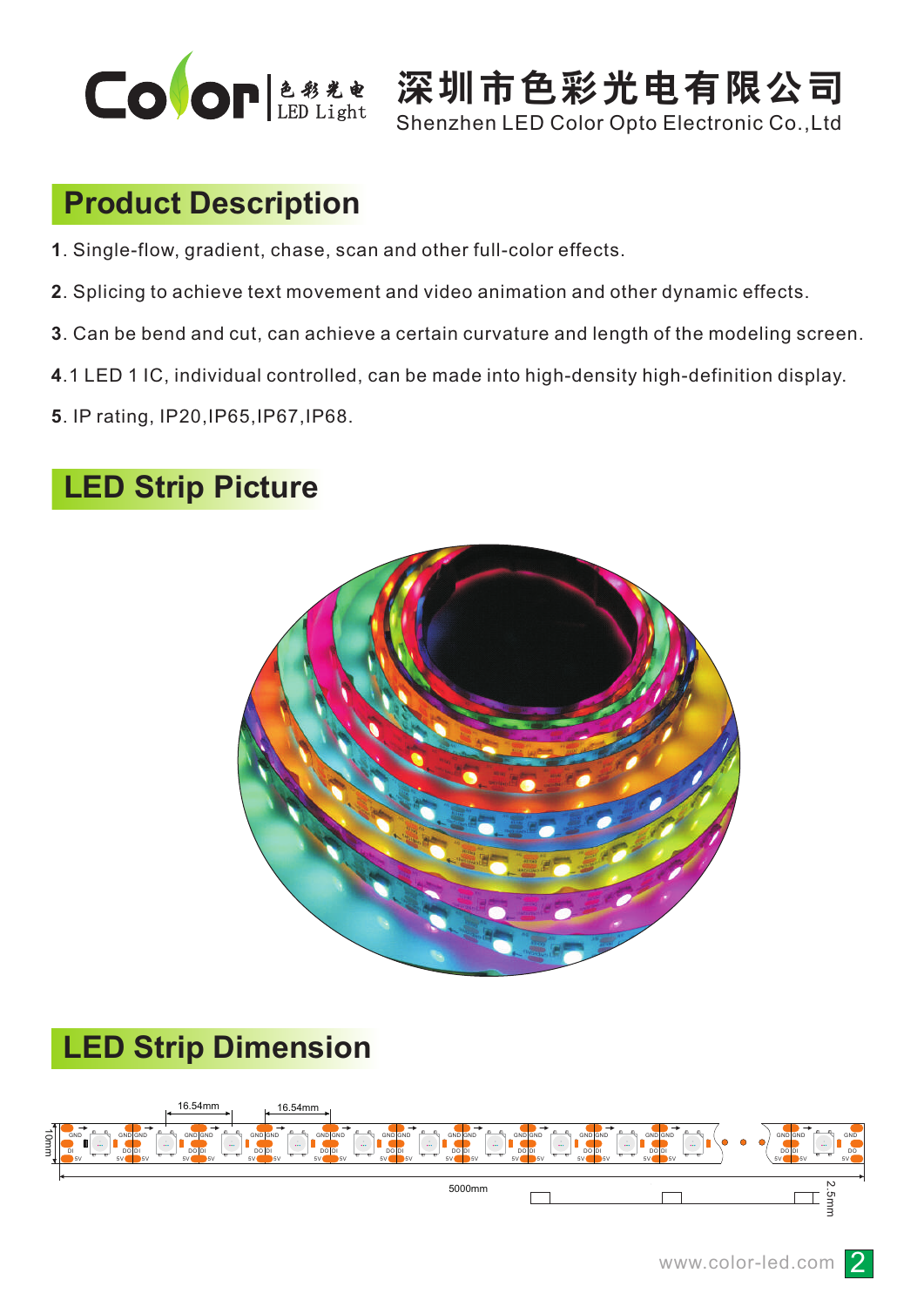Color 色彩光电 LED Light

深圳市色彩光电有限公司

Shenzhen LED Color Opto Electronic Co.,Ltd

## Product Description

1. Single-flow, gradient, chase, scan and other full-color effects.
2. Splicing to achieve text movement and video animation and other dynamic effects.
3. Can be bend and cut, can achieve a certain curvature and length of the modeling screen.
4. 1 LED 1 IC, individual controlled, can be made into high-density high-definition display.
5. IP rating, IP20,IP65,IP67,IP68.

## LED Strip Picture

## LED Strip Dimension

16.54mm

16.54mm

10mm

5000mm

2.5mm

www.color-led.com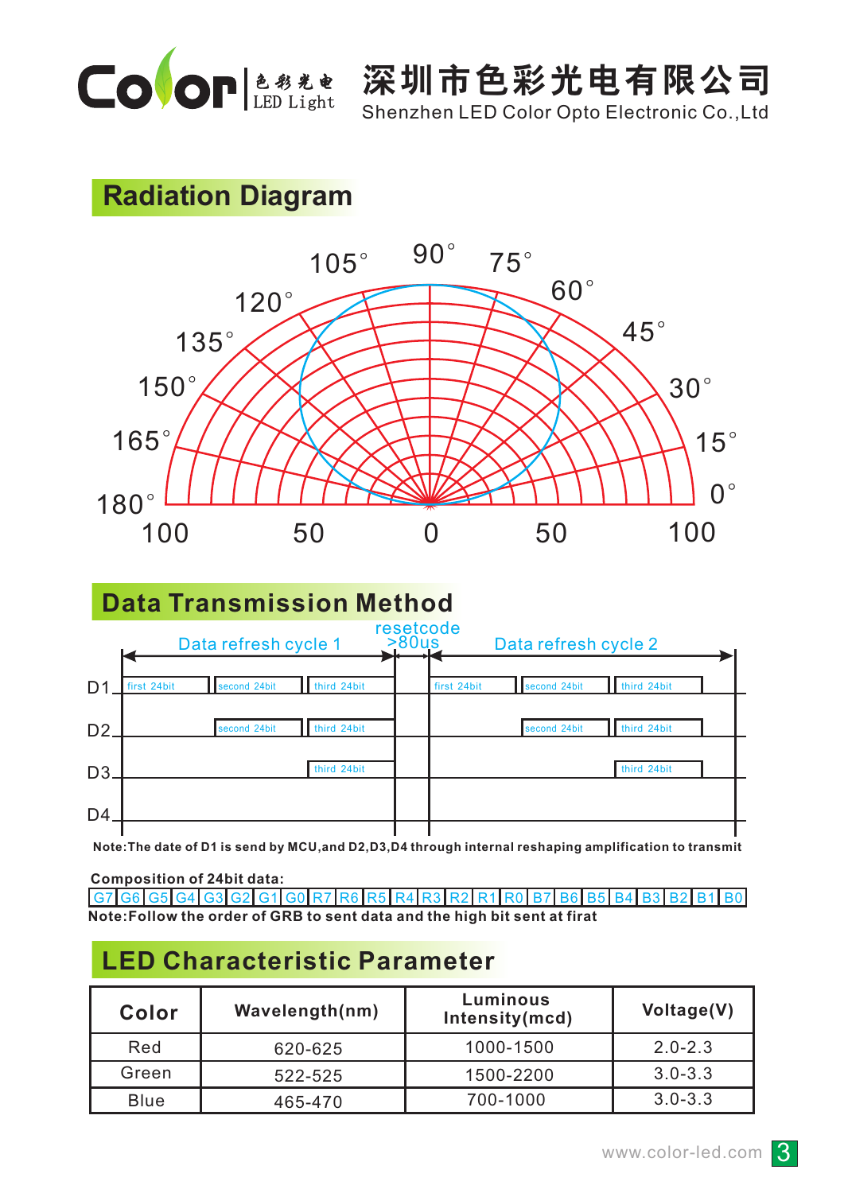## Radiation Diagram

## Data Transmission Method

Note:The date of D1 is send by MCU,and D2,D3,D4 through internal reshaping amplification to transmit

**Composition of 24bit data:**

| G7 | G6 | G5 | G4 | G3 | G2 | G1 | G0 | R7 | R6 | R5 | R4 | R3 | R2 | R1 | R0 | B7 | B6 | B5 | B4 | B3 | B2 | B1 | B0 |
|---|---|---|---|---|---|---|---|---|---|---|---|---|---|---|---|---|---|---|---|---|---|---|---|

**Note:Follow the order of GRB to sent data and the high bit sent at firat**

## LED Characteristic Parameter

| Color | Wavelength(nm) | Luminous Intensity(mcd) | Voltage(V) |
|---|---|---|---|
| Red | 620-625 | 1000-1500 | 2.0-2.3 |
| Green | 522-525 | 1500-2200 | 3.0-3.3 |
| Blue | 465-470 | 700-1000 | 3.0-3.3 |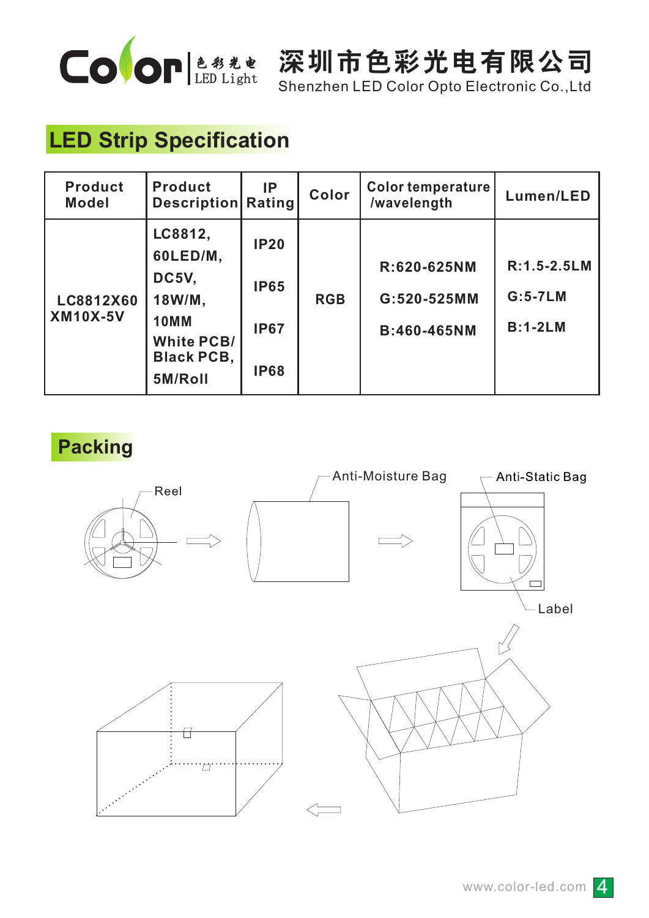Color | 色彩光电 LED Light

深圳市色彩光电有限公司
Shenzhen LED Color Opto Electronic Co.,Ltd

## LED Strip Specification

| Product Model | Product Description | IP Rating | Color | Color temperature /wavelength | Lumen/LED |
|---|---|---|---|---|---|
| LC8812X60 XM10X-5V | LC8812, 60LED/M, DC5V, 18W/M, 10MM White PCB/ Black PCB, 5M/Roll | IP20 IP65 IP67 IP68 | RGB | R:620-625NM G:520-525MM B:460-465NM | R:1.5-2.5LM G:5-7LM B:1-2LM |

## Packing

Reel

Anti-Moisture Bag

Anti-Static Bag

Label

www.color-led.com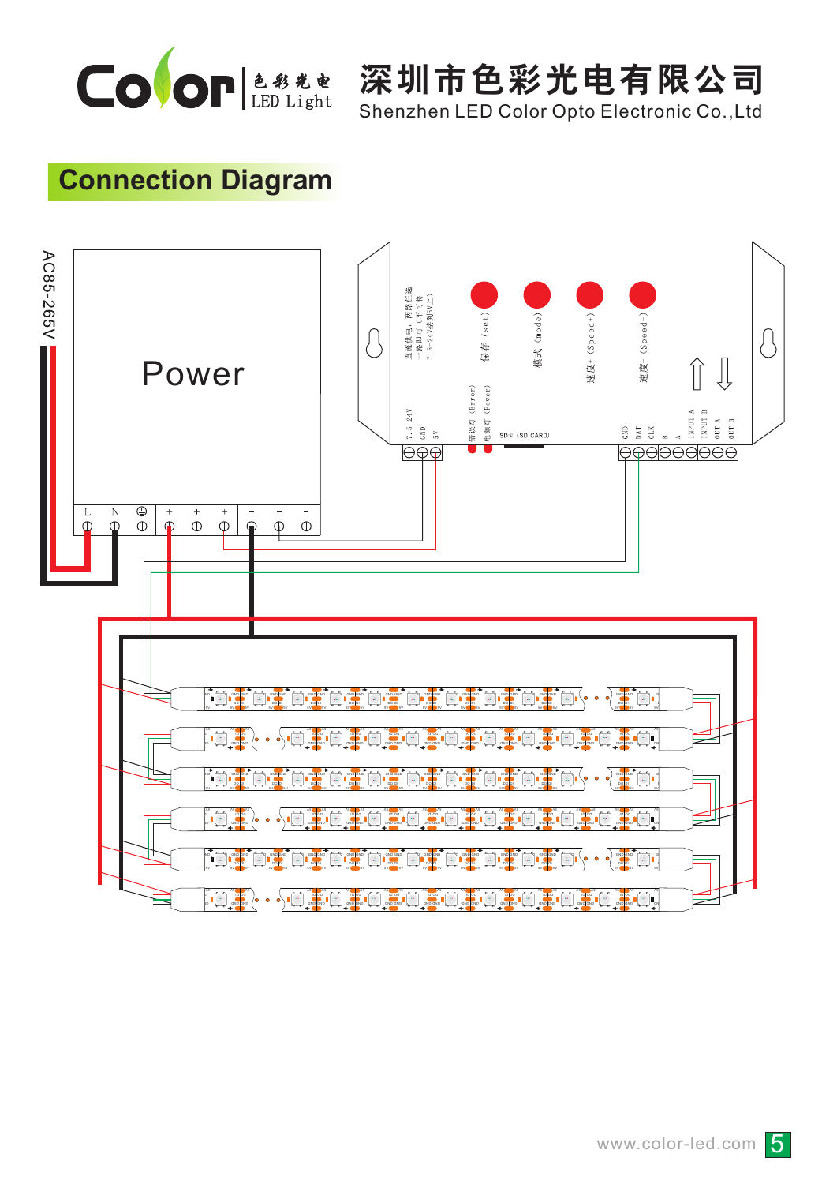Color 色彩光电 LED Light

深圳市色彩光电有限公司

Shenzhen LED Color Opto Electronic Co.,Ltd

## Connection Diagram

AC85-265V

Power

L N ⏚ + + + − − −

直流供电，两路任选一路即可（不可将7.5-24V接到5V上）

保存（set）

模式（mode）

速度+（Speed+）

速度-（Speed-）

7.5-24V GND 5V

错误灯（Error） 电源灯（Power）

SD卡（SD CARD）

GND DAT CLK B A INPUT A INPUT B OUT A OUT B